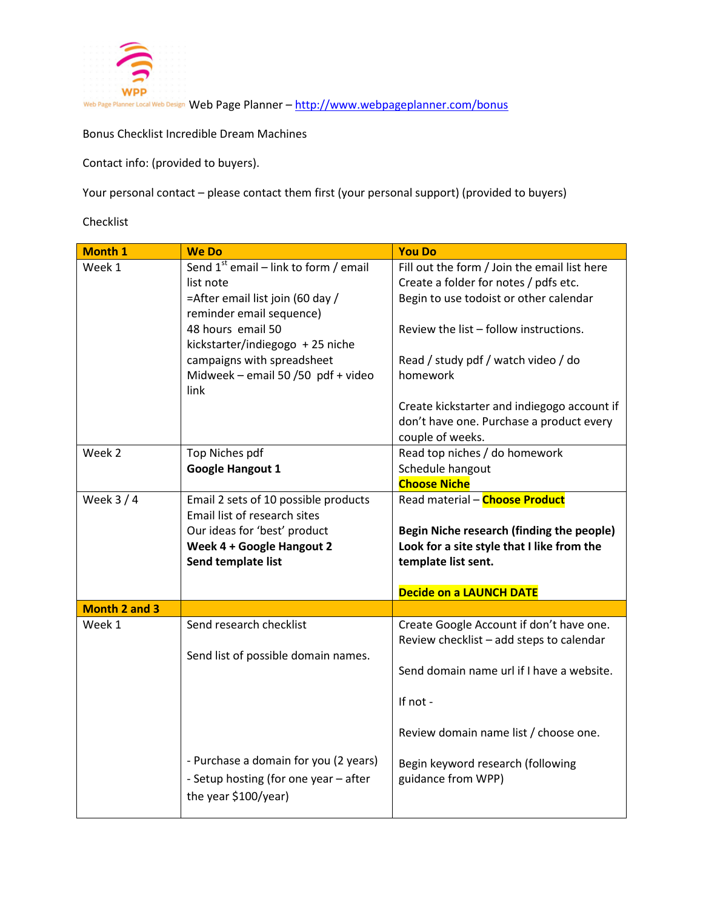Web Page Planner – http://www.webpageplanner.com/bonus

Bonus Checklist Incredible Dream Machines

Contact info: (provided to buyers).

Your personal contact – please contact them first (your personal support) (provided to buyers)

Checklist

| **Month 1** | **We Do** | **You Do** |
|---|---|---|
| Week 1 | Send 1st email – link to form / email list note<br>=After email list join (60 day / reminder email sequence)<br>48 hours email 50 kickstarter/indiegogo + 25 niche campaigns with spreadsheet<br>Midweek – email 50 /50 pdf + video link | Fill out the form / Join the email list here<br>Create a folder for notes / pdfs etc.<br>Begin to use todoist or other calendar<br><br>Review the list – follow instructions.<br><br>Read / study pdf / watch video / do homework<br><br>Create kickstarter and indiegogo account if don't have one. Purchase a product every couple of weeks. |
| Week 2 | Top Niches pdf<br>**Google Hangout 1** | Read top niches / do homework<br>Schedule hangout<br>**Choose Niche** |
| Week 3 / 4 | Email 2 sets of 10 possible products<br>Email list of research sites<br>Our ideas for 'best' product<br>**Week 4 + Google Hangout 2**<br>**Send template list** | Read material – **Choose Product**<br><br>**Begin Niche research (finding the people)**<br>**Look for a site style that I like from the template list sent.**<br><br>**Decide on a LAUNCH DATE** |
| **Month 2 and 3** | | |
| Week 1 | Send research checklist<br><br>Send list of possible domain names.<br><br>- Purchase a domain for you (2 years)<br>- Setup hosting (for one year – after the year $100/year) | Create Google Account if don't have one.<br>Review checklist – add steps to calendar<br><br>Send domain name url if I have a website.<br><br>If not -<br><br>Review domain name list / choose one.<br><br>Begin keyword research (following guidance from WPP) |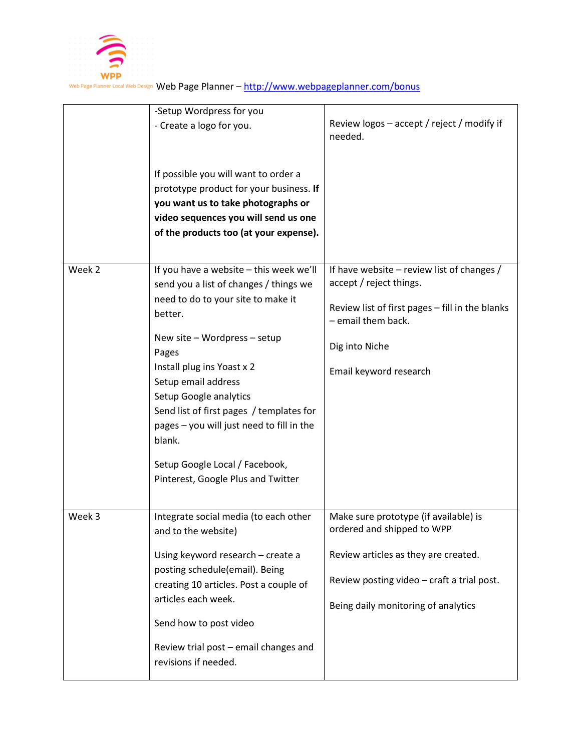Web Page Planner – http://www.webpageplanner.com/bonus

| | | |
|---|---|---|
| | -Setup Wordpress for you<br>- Create a logo for you.<br><br>If possible you will want to order a prototype product for your business. **If you want us to take photographs or video sequences you will send us one of the products too (at your expense).** | Review logos – accept / reject / modify if needed. |
| Week 2 | If you have a website – this week we'll send you a list of changes / things we need to do to your site to make it better.<br><br>New site – Wordpress – setup<br>Pages<br>Install plug ins Yoast x 2<br>Setup email address<br>Setup Google analytics<br>Send list of first pages / templates for pages – you will just need to fill in the blank.<br><br>Setup Google Local / Facebook, Pinterest, Google Plus and Twitter | If have website – review list of changes / accept / reject things.<br><br>Review list of first pages – fill in the blanks – email them back.<br><br>Dig into Niche<br><br>Email keyword research |
| Week 3 | Integrate social media (to each other and to the website)<br><br>Using keyword research – create a posting schedule(email). Being creating 10 articles. Post a couple of articles each week.<br><br>Send how to post video<br><br>Review trial post – email changes and revisions if needed. | Make sure prototype (if available) is ordered and shipped to WPP<br><br>Review articles as they are created.<br><br>Review posting video – craft a trial post.<br><br>Being daily monitoring of analytics |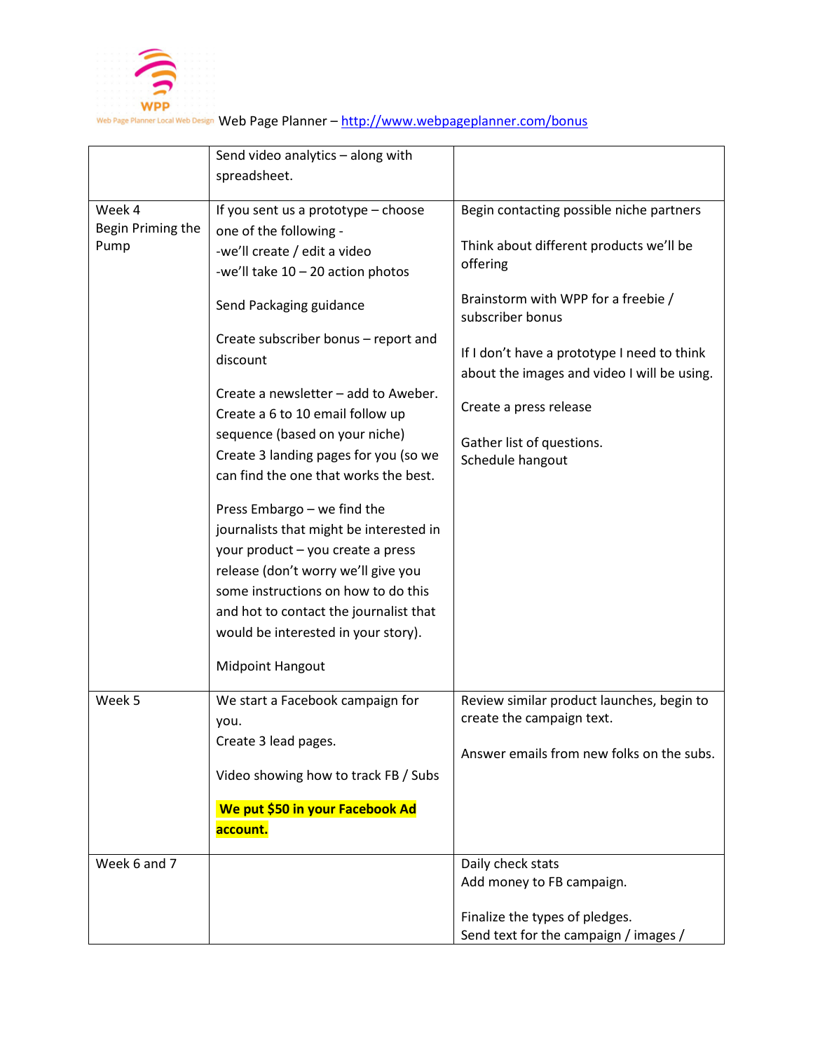| | Send video analytics – along with spreadsheet. | |
|---|---|---|
| Week 4<br>Begin Priming the Pump | If you sent us a prototype – choose one of the following -<br>-we'll create / edit a video<br>-we'll take 10 – 20 action photos<br><br>Send Packaging guidance<br><br>Create subscriber bonus – report and discount<br><br>Create a newsletter – add to Aweber.<br>Create a 6 to 10 email follow up sequence (based on your niche)<br>Create 3 landing pages for you (so we can find the one that works the best.<br><br>Press Embargo – we find the journalists that might be interested in your product – you create a press release (don't worry we'll give you some instructions on how to do this and hot to contact the journalist that would be interested in your story).<br><br>Midpoint Hangout | Begin contacting possible niche partners<br><br>Think about different products we'll be offering<br><br>Brainstorm with WPP for a freebie / subscriber bonus<br><br>If I don't have a prototype I need to think about the images and video I will be using.<br><br>Create a press release<br><br>Gather list of questions.<br>Schedule hangout |
| Week 5 | We start a Facebook campaign for you.<br>Create 3 lead pages.<br><br>Video showing how to track FB / Subs<br><br>**We put $50 in your Facebook Ad account.** | Review similar product launches, begin to create the campaign text.<br><br>Answer emails from new folks on the subs. |
| Week 6 and 7 | | Daily check stats<br>Add money to FB campaign.<br><br>Finalize the types of pledges.<br>Send text for the campaign / images / |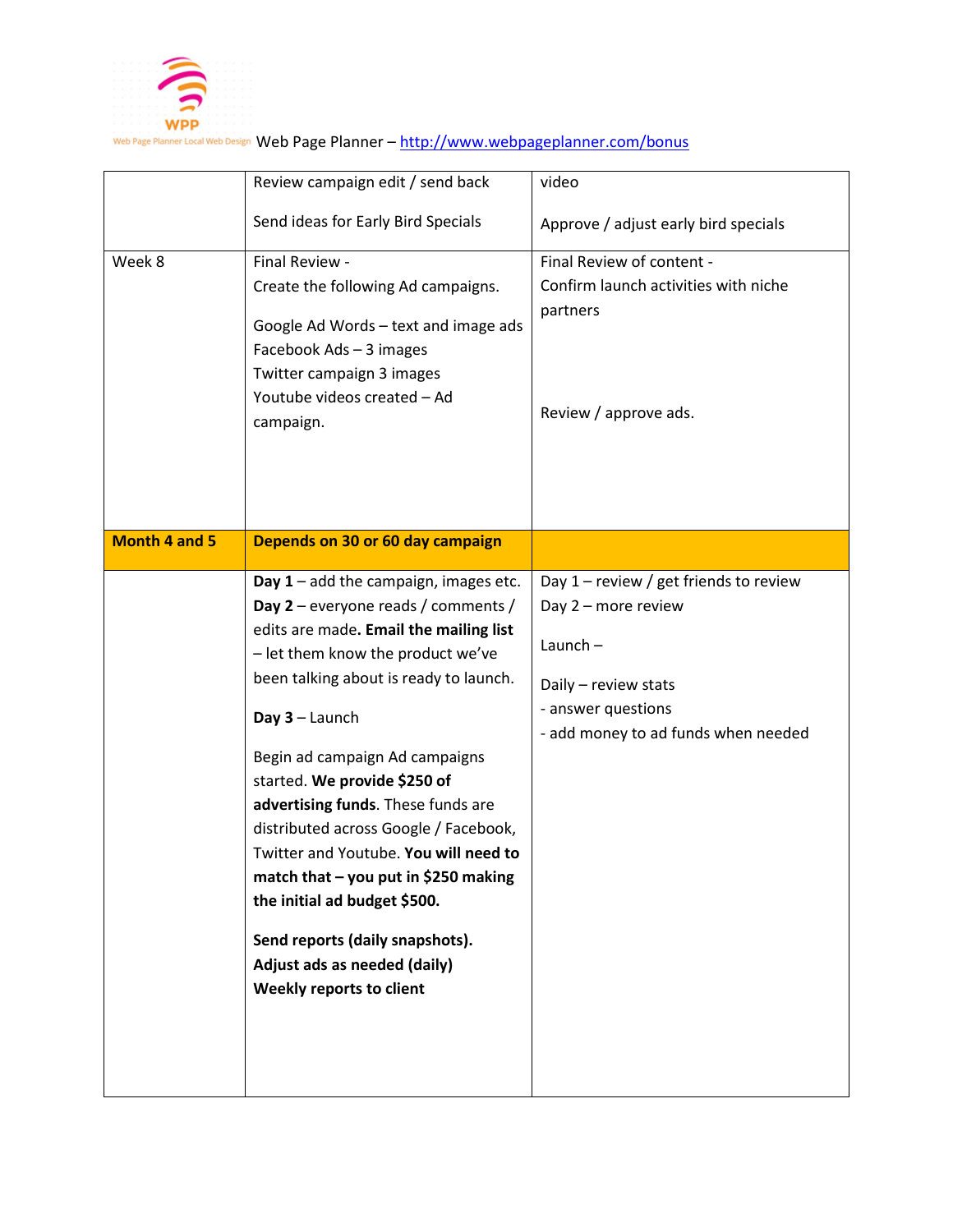| | | |
|---|---|---|
| | Review campaign edit / send back<br><br>Send ideas for Early Bird Specials | video<br><br>Approve / adjust early bird specials |
| Week 8 | Final Review -<br>Create the following Ad campaigns.<br><br>Google Ad Words – text and image ads<br>Facebook Ads – 3 images<br>Twitter campaign 3 images<br>Youtube videos created – Ad campaign. | Final Review of content -<br>Confirm launch activities with niche partners<br><br>Review / approve ads. |
| **Month 4 and 5** | **Depends on 30 or 60 day campaign** | |
| | **Day 1** – add the campaign, images etc.<br>**Day 2** – everyone reads / comments / edits are made**. Email the mailing list** – let them know the product we've been talking about is ready to launch.<br><br>**Day 3** – Launch<br><br>Begin ad campaign Ad campaigns started. **We provide $250 of advertising funds**. These funds are distributed across Google / Facebook, Twitter and Youtube. **You will need to match that – you put in $250 making the initial ad budget $500.**<br><br>**Send reports (daily snapshots).**<br>**Adjust ads as needed (daily)**<br>**Weekly reports to client** | Day 1 – review / get friends to review<br>Day 2 – more review<br><br>Launch –<br><br>Daily – review stats<br>- answer questions<br>- add money to ad funds when needed |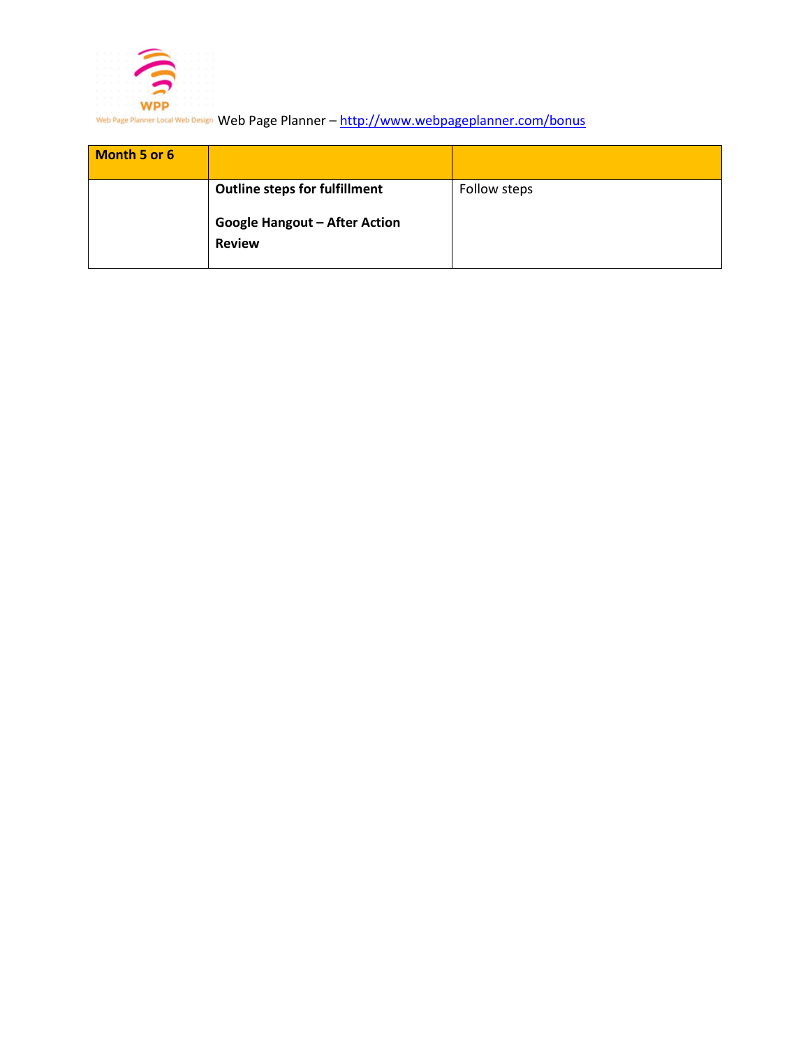| Month 5 or 6 | | |
|---|---|---|
| | **Outline steps for fulfillment**<br><br>**Google Hangout – After Action Review** | Follow steps |